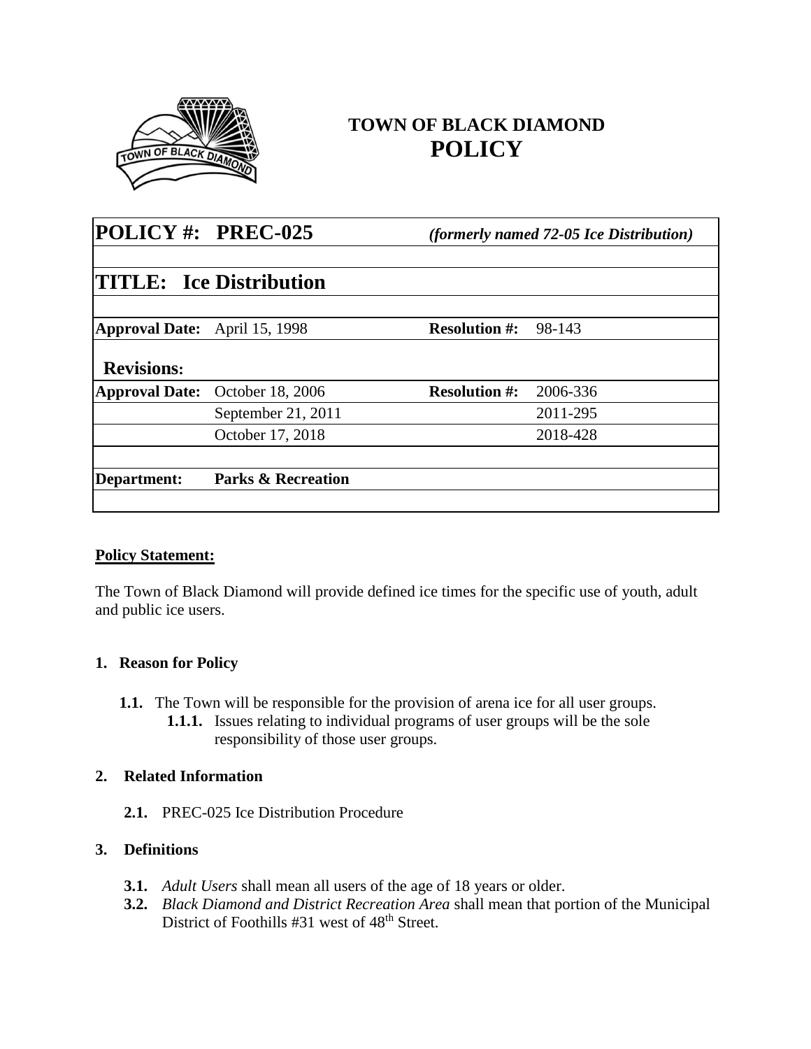# TOWN OF BLACK DIAMOND
# POLICY

| **POLICY #: PREC-025** | | *(formerly named 72-05 Ice Distribution)* | |
|---|---|---|---|
| **TITLE: Ice Distribution** | | | |
| **Approval Date:** | April 15, 1998 | **Resolution #:** | 98-143 |
| **Revisions:** | | | |
| **Approval Date:** | October 18, 2006 | **Resolution #:** | 2006-336 |
| | September 21, 2011 | | 2011-295 |
| | October 17, 2018 | | 2018-428 |
| **Department:** | **Parks & Recreation** | | |

**Policy Statement:**

The Town of Black Diamond will provide defined ice times for the specific use of youth, adult and public ice users.

**1. Reason for Policy**

- **1.1.** The Town will be responsible for the provision of arena ice for all user groups.
  - **1.1.1.** Issues relating to individual programs of user groups will be the sole responsibility of those user groups.

**2. Related Information**

- **2.1.** PREC-025 Ice Distribution Procedure

**3. Definitions**

- **3.1.** *Adult Users* shall mean all users of the age of 18 years or older.
- **3.2.** *Black Diamond and District Recreation Area* shall mean that portion of the Municipal District of Foothills #31 west of 48th Street.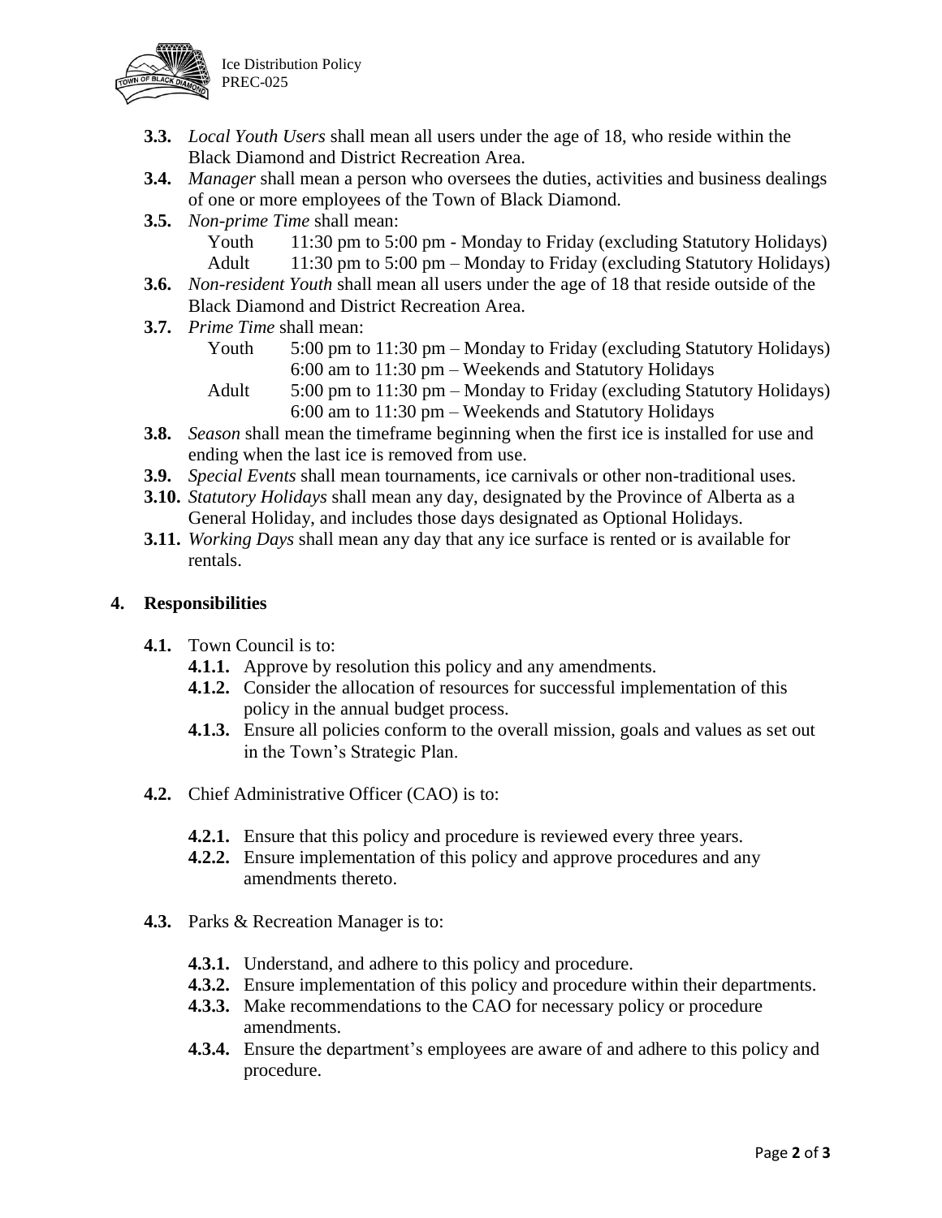**3.3.** *Local Youth Users* shall mean all users under the age of 18, who reside within the Black Diamond and District Recreation Area.

**3.4.** *Manager* shall mean a person who oversees the duties, activities and business dealings of one or more employees of the Town of Black Diamond.

**3.5.** *Non-prime Time* shall mean:

| | |
|---|---|
| Youth | 11:30 pm to 5:00 pm - Monday to Friday (excluding Statutory Holidays) |
| Adult | 11:30 pm to 5:00 pm – Monday to Friday (excluding Statutory Holidays) |

**3.6.** *Non-resident Youth* shall mean all users under the age of 18 that reside outside of the Black Diamond and District Recreation Area.

**3.7.** *Prime Time* shall mean:

| | |
|---|---|
| Youth | 5:00 pm to 11:30 pm – Monday to Friday (excluding Statutory Holidays) |
| | 6:00 am to 11:30 pm – Weekends and Statutory Holidays |
| Adult | 5:00 pm to 11:30 pm – Monday to Friday (excluding Statutory Holidays) |
| | 6:00 am to 11:30 pm – Weekends and Statutory Holidays |

**3.8.** *Season* shall mean the timeframe beginning when the first ice is installed for use and ending when the last ice is removed from use.

**3.9.** *Special Events* shall mean tournaments, ice carnivals or other non-traditional uses.

**3.10.** *Statutory Holidays* shall mean any day, designated by the Province of Alberta as a General Holiday, and includes those days designated as Optional Holidays.

**3.11.** *Working Days* shall mean any day that any ice surface is rented or is available for rentals.

## 4. Responsibilities

**4.1.** Town Council is to:

- **4.1.1.** Approve by resolution this policy and any amendments.
- **4.1.2.** Consider the allocation of resources for successful implementation of this policy in the annual budget process.
- **4.1.3.** Ensure all policies conform to the overall mission, goals and values as set out in the Town's Strategic Plan.

**4.2.** Chief Administrative Officer (CAO) is to:

- **4.2.1.** Ensure that this policy and procedure is reviewed every three years.
- **4.2.2.** Ensure implementation of this policy and approve procedures and any amendments thereto.

**4.3.** Parks & Recreation Manager is to:

- **4.3.1.** Understand, and adhere to this policy and procedure.
- **4.3.2.** Ensure implementation of this policy and procedure within their departments.
- **4.3.3.** Make recommendations to the CAO for necessary policy or procedure amendments.
- **4.3.4.** Ensure the department's employees are aware of and adhere to this policy and procedure.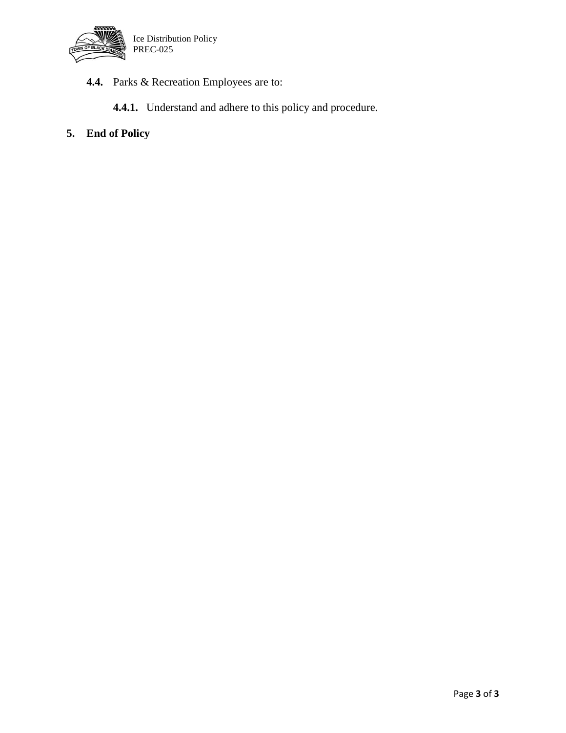**4.4.** Parks & Recreation Employees are to:

**4.4.1.** Understand and adhere to this policy and procedure.

## 5. End of Policy